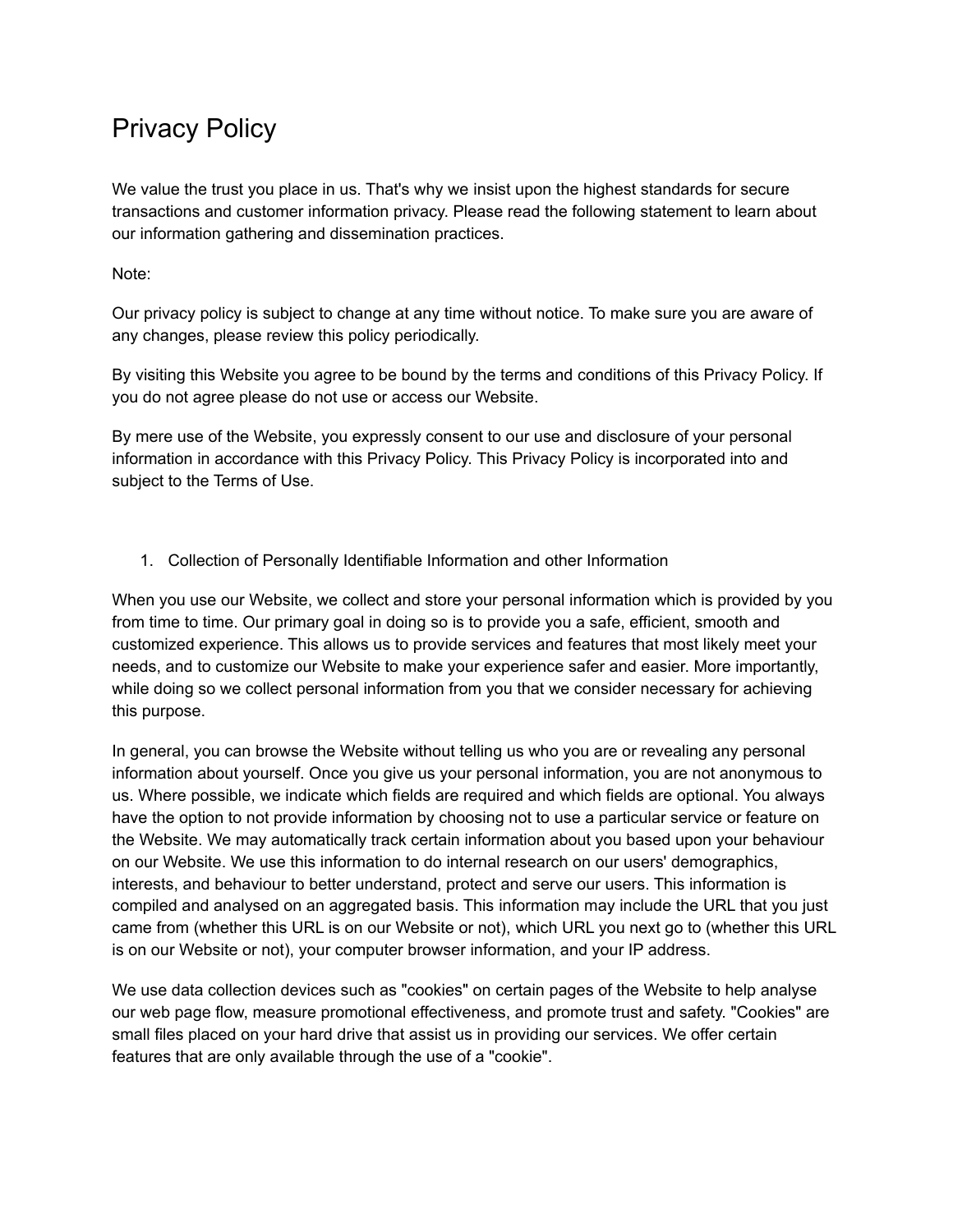# Privacy Policy

We value the trust you place in us. That's why we insist upon the highest standards for secure transactions and customer information privacy. Please read the following statement to learn about our information gathering and dissemination practices.

Note:

Our privacy policy is subject to change at any time without notice. To make sure you are aware of any changes, please review this policy periodically.

By visiting this Website you agree to be bound by the terms and conditions of this Privacy Policy. If you do not agree please do not use or access our Website.

By mere use of the Website, you expressly consent to our use and disclosure of your personal information in accordance with this Privacy Policy. This Privacy Policy is incorporated into and subject to the Terms of Use.

1. Collection of Personally Identifiable Information and other Information

When you use our Website, we collect and store your personal information which is provided by you from time to time. Our primary goal in doing so is to provide you a safe, efficient, smooth and customized experience. This allows us to provide services and features that most likely meet your needs, and to customize our Website to make your experience safer and easier. More importantly, while doing so we collect personal information from you that we consider necessary for achieving this purpose.

In general, you can browse the Website without telling us who you are or revealing any personal information about yourself. Once you give us your personal information, you are not anonymous to us. Where possible, we indicate which fields are required and which fields are optional. You always have the option to not provide information by choosing not to use a particular service or feature on the Website. We may automatically track certain information about you based upon your behaviour on our Website. We use this information to do internal research on our users' demographics, interests, and behaviour to better understand, protect and serve our users. This information is compiled and analysed on an aggregated basis. This information may include the URL that you just came from (whether this URL is on our Website or not), which URL you next go to (whether this URL is on our Website or not), your computer browser information, and your IP address.

We use data collection devices such as "cookies" on certain pages of the Website to help analyse our web page flow, measure promotional effectiveness, and promote trust and safety. "Cookies" are small files placed on your hard drive that assist us in providing our services. We offer certain features that are only available through the use of a "cookie".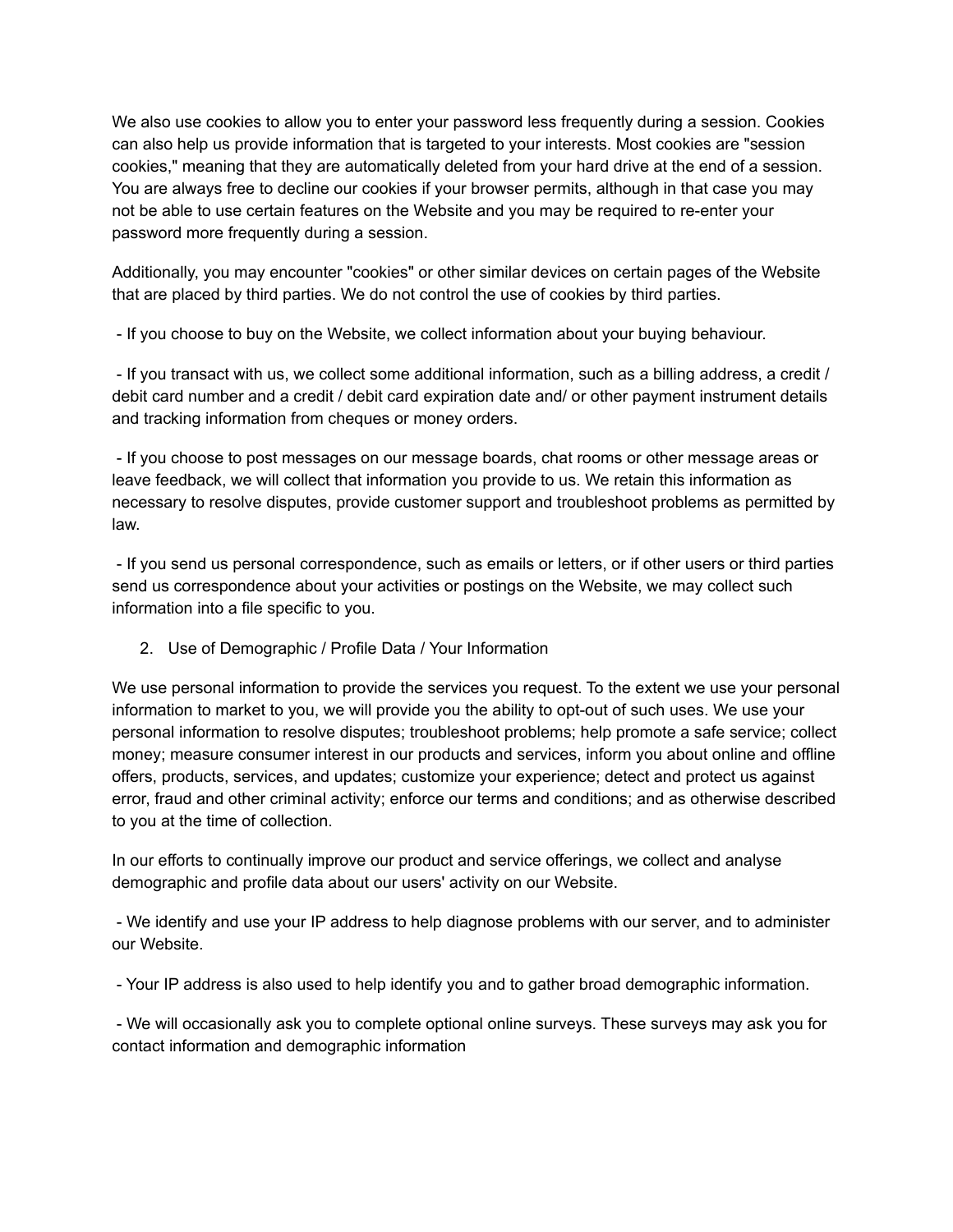We also use cookies to allow you to enter your password less frequently during a session. Cookies can also help us provide information that is targeted to your interests. Most cookies are "session cookies," meaning that they are automatically deleted from your hard drive at the end of a session. You are always free to decline our cookies if your browser permits, although in that case you may not be able to use certain features on the Website and you may be required to re-enter your password more frequently during a session.

Additionally, you may encounter "cookies" or other similar devices on certain pages of the Website that are placed by third parties. We do not control the use of cookies by third parties.

- If you choose to buy on the Website, we collect information about your buying behaviour.

- If you transact with us, we collect some additional information, such as a billing address, a credit / debit card number and a credit / debit card expiration date and/ or other payment instrument details and tracking information from cheques or money orders.

- If you choose to post messages on our message boards, chat rooms or other message areas or leave feedback, we will collect that information you provide to us. We retain this information as necessary to resolve disputes, provide customer support and troubleshoot problems as permitted by law.

- If you send us personal correspondence, such as emails or letters, or if other users or third parties send us correspondence about your activities or postings on the Website, we may collect such information into a file specific to you.

2. Use of Demographic / Profile Data / Your Information

We use personal information to provide the services you request. To the extent we use your personal information to market to you, we will provide you the ability to opt-out of such uses. We use your personal information to resolve disputes; troubleshoot problems; help promote a safe service; collect money; measure consumer interest in our products and services, inform you about online and offline offers, products, services, and updates; customize your experience; detect and protect us against error, fraud and other criminal activity; enforce our terms and conditions; and as otherwise described to you at the time of collection.

In our efforts to continually improve our product and service offerings, we collect and analyse demographic and profile data about our users' activity on our Website.

- We identify and use your IP address to help diagnose problems with our server, and to administer our Website.

- Your IP address is also used to help identify you and to gather broad demographic information.

- We will occasionally ask you to complete optional online surveys. These surveys may ask you for contact information and demographic information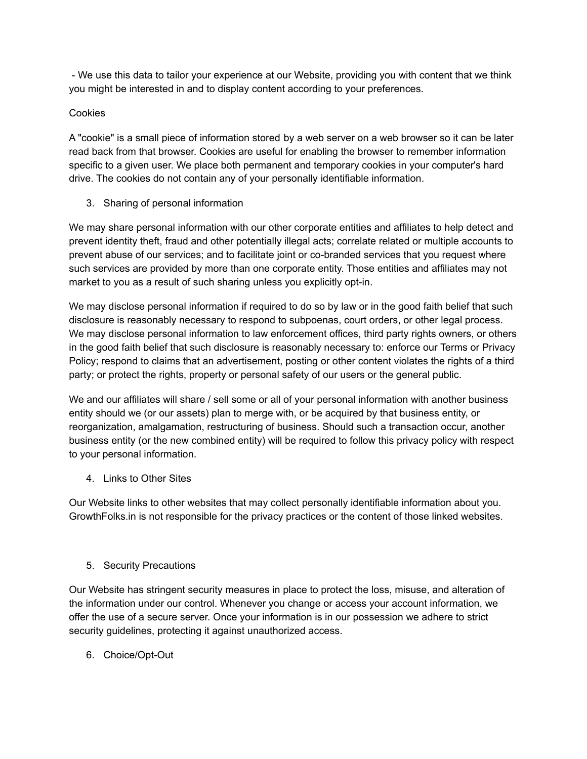- We use this data to tailor your experience at our Website, providing you with content that we think you might be interested in and to display content according to your preferences.

Cookies

A "cookie" is a small piece of information stored by a web server on a web browser so it can be later read back from that browser. Cookies are useful for enabling the browser to remember information specific to a given user. We place both permanent and temporary cookies in your computer's hard drive. The cookies do not contain any of your personally identifiable information.

3. Sharing of personal information

We may share personal information with our other corporate entities and affiliates to help detect and prevent identity theft, fraud and other potentially illegal acts; correlate related or multiple accounts to prevent abuse of our services; and to facilitate joint or co-branded services that you request where such services are provided by more than one corporate entity. Those entities and affiliates may not market to you as a result of such sharing unless you explicitly opt-in.

We may disclose personal information if required to do so by law or in the good faith belief that such disclosure is reasonably necessary to respond to subpoenas, court orders, or other legal process. We may disclose personal information to law enforcement offices, third party rights owners, or others in the good faith belief that such disclosure is reasonably necessary to: enforce our Terms or Privacy Policy; respond to claims that an advertisement, posting or other content violates the rights of a third party; or protect the rights, property or personal safety of our users or the general public.

We and our affiliates will share / sell some or all of your personal information with another business entity should we (or our assets) plan to merge with, or be acquired by that business entity, or reorganization, amalgamation, restructuring of business. Should such a transaction occur, another business entity (or the new combined entity) will be required to follow this privacy policy with respect to your personal information.

4. Links to Other Sites

Our Website links to other websites that may collect personally identifiable information about you. GrowthFolks.in is not responsible for the privacy practices or the content of those linked websites.

5. Security Precautions

Our Website has stringent security measures in place to protect the loss, misuse, and alteration of the information under our control. Whenever you change or access your account information, we offer the use of a secure server. Once your information is in our possession we adhere to strict security guidelines, protecting it against unauthorized access.

6. Choice/Opt-Out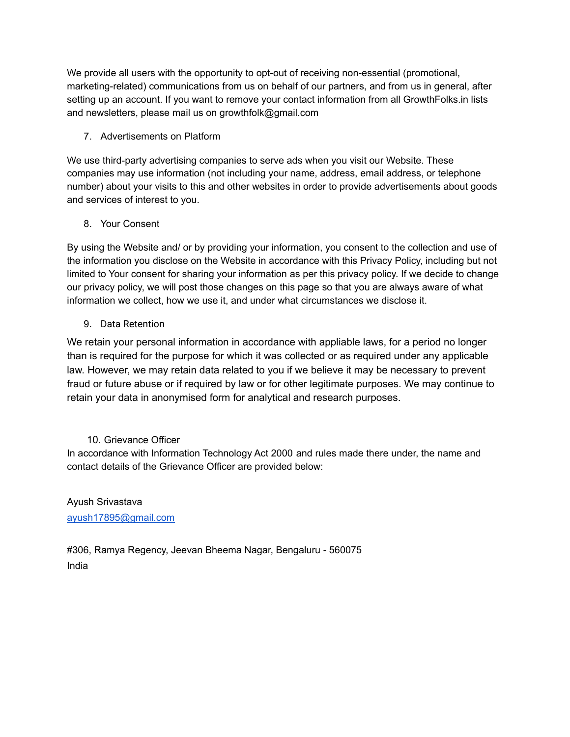We provide all users with the opportunity to opt-out of receiving non-essential (promotional, marketing-related) communications from us on behalf of our partners, and from us in general, after setting up an account. If you want to remove your contact information from all GrowthFolks.in lists and newsletters, please mail us on growthfolk@gmail.com

7. Advertisements on Platform

We use third-party advertising companies to serve ads when you visit our Website. These companies may use information (not including your name, address, email address, or telephone number) about your visits to this and other websites in order to provide advertisements about goods and services of interest to you.

8. Your Consent

By using the Website and/ or by providing your information, you consent to the collection and use of the information you disclose on the Website in accordance with this Privacy Policy, including but not limited to Your consent for sharing your information as per this privacy policy. If we decide to change our privacy policy, we will post those changes on this page so that you are always aware of what information we collect, how we use it, and under what circumstances we disclose it.

9. Data Retention

We retain your personal information in accordance with appliable laws, for a period no longer than is required for the purpose for which it was collected or as required under any applicable law. However, we may retain data related to you if we believe it may be necessary to prevent fraud or future abuse or if required by law or for other legitimate purposes. We may continue to retain your data in anonymised form for analytical and research purposes.

10. Grievance Officer

In accordance with Information Technology Act 2000 and rules made there under, the name and contact details of the Grievance Officer are provided below:

Ayush Srivastava
ayush17895@gmail.com

#306, Ramya Regency, Jeevan Bheema Nagar, Bengaluru - 560075
India